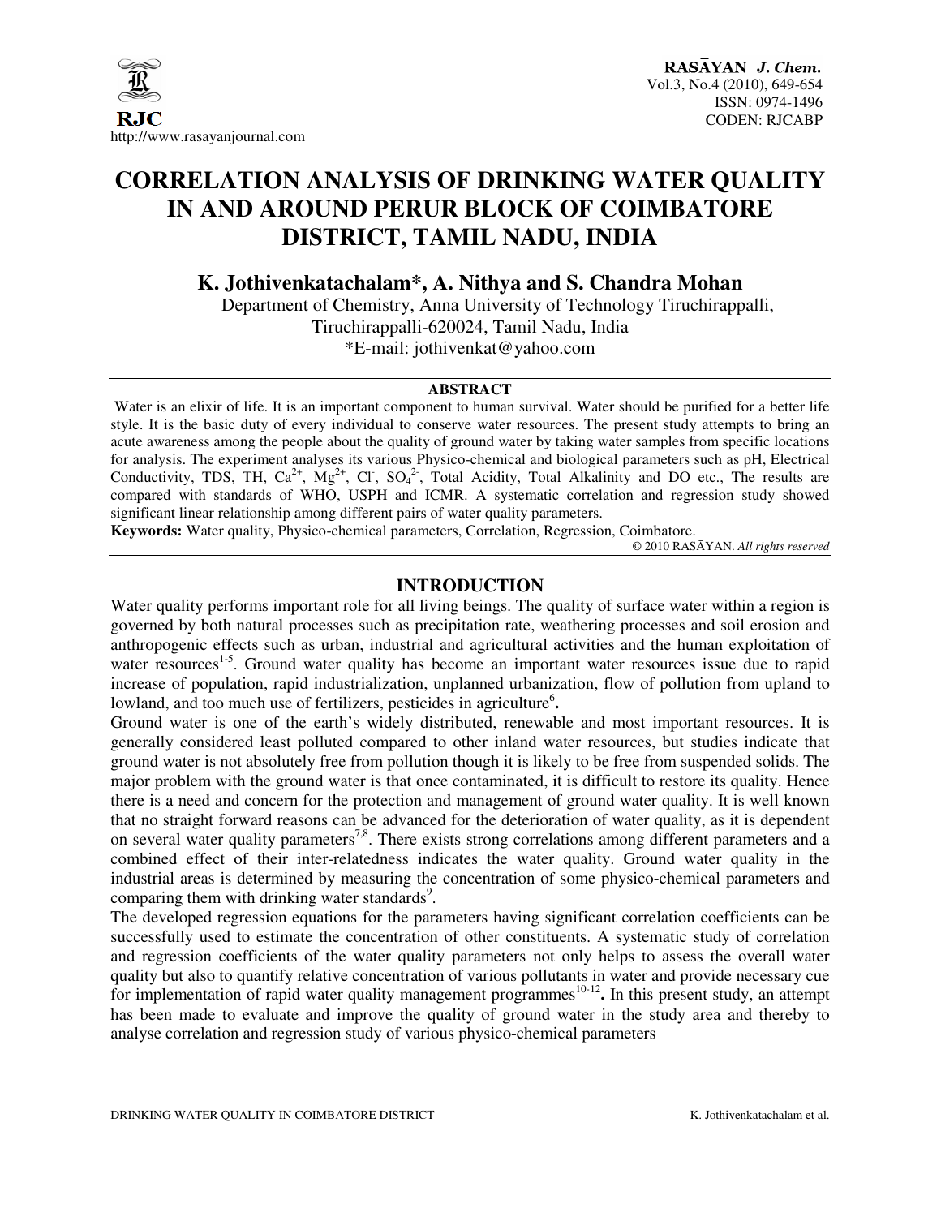# CORRELATION ANALYSIS OF DRINKING WATER QUALITY IN AND AROUND PERUR BLOCK OF COIMBATORE DISTRICT, TAMIL NADU, INDIA

**K. Jothivenkatachalam*, A. Nithya and S. Chandra Mohan**

Department of Chemistry, Anna University of Technology Tiruchirappalli, Tiruchirappalli-620024, Tamil Nadu, India

*E-mail: jothivenkat@yahoo.com

## ABSTRACT

Water is an elixir of life. It is an important component to human survival. Water should be purified for a better life style. It is the basic duty of every individual to conserve water resources. The present study attempts to bring an acute awareness among the people about the quality of ground water by taking water samples from specific locations for analysis. The experiment analyses its various Physico-chemical and biological parameters such as pH, Electrical Conductivity, TDS, TH, $Ca^{2+}$, $Mg^{2+}$, $Cl^-$, $SO_4^{2-}$, Total Acidity, Total Alkalinity and DO etc., The results are compared with standards of WHO, USPH and ICMR. A systematic correlation and regression study showed significant linear relationship among different pairs of water quality parameters.

**Keywords:** Water quality, Physico-chemical parameters, Correlation, Regression, Coimbatore.

© 2010 RASĀYAN. *All rights reserved*

## INTRODUCTION

Water quality performs important role for all living beings. The quality of surface water within a region is governed by both natural processes such as precipitation rate, weathering processes and soil erosion and anthropogenic effects such as urban, industrial and agricultural activities and the human exploitation of water resources[1-5]. Ground water quality has become an important water resources issue due to rapid increase of population, rapid industrialization, unplanned urbanization, flow of pollution from upland to lowland, and too much use of fertilizers, pesticides in agriculture[6]**.**

Ground water is one of the earth's widely distributed, renewable and most important resources. It is generally considered least polluted compared to other inland water resources, but studies indicate that ground water is not absolutely free from pollution though it is likely to be free from suspended solids. The major problem with the ground water is that once contaminated, it is difficult to restore its quality. Hence there is a need and concern for the protection and management of ground water quality. It is well known that no straight forward reasons can be advanced for the deterioration of water quality, as it is dependent on several water quality parameters[7,8]. There exists strong correlations among different parameters and a combined effect of their inter-relatedness indicates the water quality. Ground water quality in the industrial areas is determined by measuring the concentration of some physico-chemical parameters and comparing them with drinking water standards[9].

The developed regression equations for the parameters having significant correlation coefficients can be successfully used to estimate the concentration of other constituents. A systematic study of correlation and regression coefficients of the water quality parameters not only helps to assess the overall water quality but also to quantify relative concentration of various pollutants in water and provide necessary cue for implementation of rapid water quality management programmes[10-12]**.** In this present study, an attempt has been made to evaluate and improve the quality of ground water in the study area and thereby to analyse correlation and regression study of various physico-chemical parameters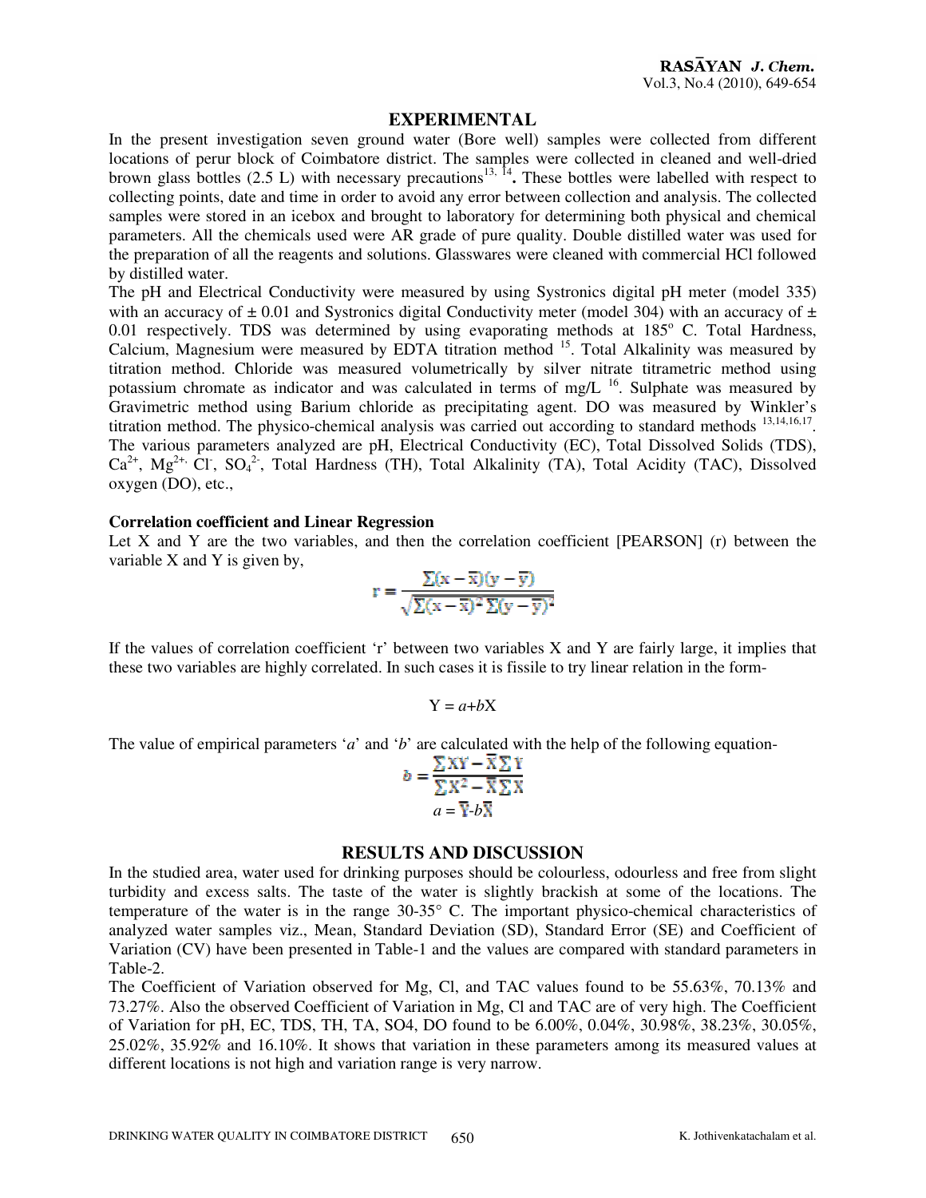## EXPERIMENTAL

In the present investigation seven ground water (Bore well) samples were collected from different locations of perur block of Coimbatore district. The samples were collected in cleaned and well-dried brown glass bottles (2.5 L) with necessary precautions[13, 14]**.** These bottles were labelled with respect to collecting points, date and time in order to avoid any error between collection and analysis. The collected samples were stored in an icebox and brought to laboratory for determining both physical and chemical parameters. All the chemicals used were AR grade of pure quality. Double distilled water was used for the preparation of all the reagents and solutions. Glasswares were cleaned with commercial HCl followed by distilled water.

The pH and Electrical Conductivity were measured by using Systronics digital pH meter (model 335) with an accuracy of ± 0.01 and Systronics digital Conductivity meter (model 304) with an accuracy of ± 0.01 respectively. TDS was determined by using evaporating methods at 185$^{o}$ C. Total Hardness, Calcium, Magnesium were measured by EDTA titration method [15]. Total Alkalinity was measured by titration method. Chloride was measured volumetrically by silver nitrate titrametric method using potassium chromate as indicator and was calculated in terms of mg/L [16]. Sulphate was measured by Gravimetric method using Barium chloride as precipitating agent. DO was measured by Winkler's titration method. The physico-chemical analysis was carried out according to standard methods [13,14,16,17]. The various parameters analyzed are pH, Electrical Conductivity (EC), Total Dissolved Solids (TDS), $Ca^{2+}$, $Mg^{2+,}$ $Cl^{-}$, $SO_4^{2-}$, Total Hardness (TH), Total Alkalinity (TA), Total Acidity (TAC), Dissolved oxygen (DO), etc.,

### Correlation coefficient and Linear Regression

Let X and Y are the two variables, and then the correlation coefficient [PEARSON] (r) between the variable X and Y is given by,

$$r = \frac{\sum(x-\overline{x})(y-\overline{y})}{\sqrt{\sum(x-\overline{x})^2 \sum(y-\overline{y})^2}}$$

If the values of correlation coefficient 'r' between two variables X and Y are fairly large, it implies that these two variables are highly correlated. In such cases it is fissile to try linear relation in the form-

$$Y = a+bX$$

The value of empirical parameters '*a*' and '*b*' are calculated with the help of the following equation-

$$b = \frac{\sum XY - \overline{X}\sum Y}{\sum X^2 - \overline{X}\sum X}$$

$$a = \overline{Y} - b\overline{X}$$

## RESULTS AND DISCUSSION

In the studied area, water used for drinking purposes should be colourless, odourless and free from slight turbidity and excess salts. The taste of the water is slightly brackish at some of the locations. The temperature of the water is in the range 30-35° C. The important physico-chemical characteristics of analyzed water samples viz., Mean, Standard Deviation (SD), Standard Error (SE) and Coefficient of Variation (CV) have been presented in Table-1 and the values are compared with standard parameters in Table-2.

The Coefficient of Variation observed for Mg, Cl, and TAC values found to be 55.63%, 70.13% and 73.27%. Also the observed Coefficient of Variation in Mg, Cl and TAC are of very high. The Coefficient of Variation for pH, EC, TDS, TH, TA, SO4, DO found to be 6.00%, 0.04%, 30.98%, 38.23%, 30.05%, 25.02%, 35.92% and 16.10%. It shows that variation in these parameters among its measured values at different locations is not high and variation range is very narrow.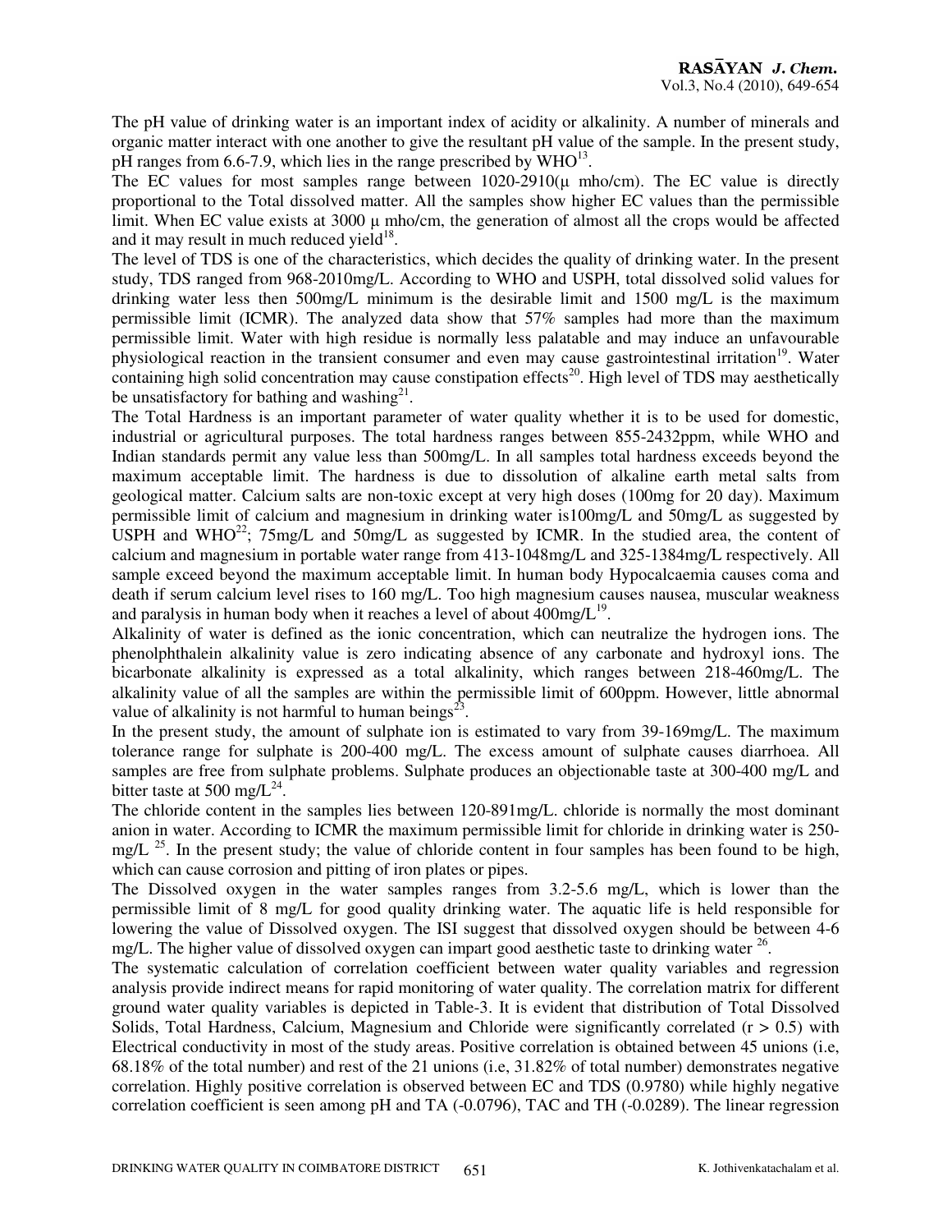The pH value of drinking water is an important index of acidity or alkalinity. A number of minerals and organic matter interact with one another to give the resultant pH value of the sample. In the present study, pH ranges from 6.6-7.9, which lies in the range prescribed by WHO[13].

The EC values for most samples range between 1020-2910(μ mho/cm). The EC value is directly proportional to the Total dissolved matter. All the samples show higher EC values than the permissible limit. When EC value exists at 3000 μ mho/cm, the generation of almost all the crops would be affected and it may result in much reduced yield[18].

The level of TDS is one of the characteristics, which decides the quality of drinking water. In the present study, TDS ranged from 968-2010mg/L. According to WHO and USPH, total dissolved solid values for drinking water less then 500mg/L minimum is the desirable limit and 1500 mg/L is the maximum permissible limit (ICMR). The analyzed data show that 57% samples had more than the maximum permissible limit. Water with high residue is normally less palatable and may induce an unfavourable physiological reaction in the transient consumer and even may cause gastrointestinal irritation[19]. Water containing high solid concentration may cause constipation effects[20]. High level of TDS may aesthetically be unsatisfactory for bathing and washing[21].

The Total Hardness is an important parameter of water quality whether it is to be used for domestic, industrial or agricultural purposes. The total hardness ranges between 855-2432ppm, while WHO and Indian standards permit any value less than 500mg/L. In all samples total hardness exceeds beyond the maximum acceptable limit. The hardness is due to dissolution of alkaline earth metal salts from geological matter. Calcium salts are non-toxic except at very high doses (100mg for 20 day). Maximum permissible limit of calcium and magnesium in drinking water is100mg/L and 50mg/L as suggested by USPH and WHO[22]; 75mg/L and 50mg/L as suggested by ICMR. In the studied area, the content of calcium and magnesium in portable water range from 413-1048mg/L and 325-1384mg/L respectively. All sample exceed beyond the maximum acceptable limit. In human body Hypocalcaemia causes coma and death if serum calcium level rises to 160 mg/L. Too high magnesium causes nausea, muscular weakness and paralysis in human body when it reaches a level of about 400mg/L[19].

Alkalinity of water is defined as the ionic concentration, which can neutralize the hydrogen ions. The phenolphthalein alkalinity value is zero indicating absence of any carbonate and hydroxyl ions. The bicarbonate alkalinity is expressed as a total alkalinity, which ranges between 218-460mg/L. The alkalinity value of all the samples are within the permissible limit of 600ppm. However, little abnormal value of alkalinity is not harmful to human beings[23].

In the present study, the amount of sulphate ion is estimated to vary from 39-169mg/L. The maximum tolerance range for sulphate is 200-400 mg/L. The excess amount of sulphate causes diarrhoea. All samples are free from sulphate problems. Sulphate produces an objectionable taste at 300-400 mg/L and bitter taste at 500 mg/L[24].

The chloride content in the samples lies between 120-891mg/L. chloride is normally the most dominant anion in water. According to ICMR the maximum permissible limit for chloride in drinking water is 250-mg/L [25]. In the present study; the value of chloride content in four samples has been found to be high, which can cause corrosion and pitting of iron plates or pipes.

The Dissolved oxygen in the water samples ranges from 3.2-5.6 mg/L, which is lower than the permissible limit of 8 mg/L for good quality drinking water. The aquatic life is held responsible for lowering the value of Dissolved oxygen. The ISI suggest that dissolved oxygen should be between 4-6 mg/L. The higher value of dissolved oxygen can impart good aesthetic taste to drinking water [26].

The systematic calculation of correlation coefficient between water quality variables and regression analysis provide indirect means for rapid monitoring of water quality. The correlation matrix for different ground water quality variables is depicted in Table-3. It is evident that distribution of Total Dissolved Solids, Total Hardness, Calcium, Magnesium and Chloride were significantly correlated ($r > 0.5$) with Electrical conductivity in most of the study areas. Positive correlation is obtained between 45 unions (i.e, 68.18% of the total number) and rest of the 21 unions (i.e, 31.82% of total number) demonstrates negative correlation. Highly positive correlation is observed between EC and TDS (0.9780) while highly negative correlation coefficient is seen among pH and TA (-0.0796), TAC and TH (-0.0289). The linear regression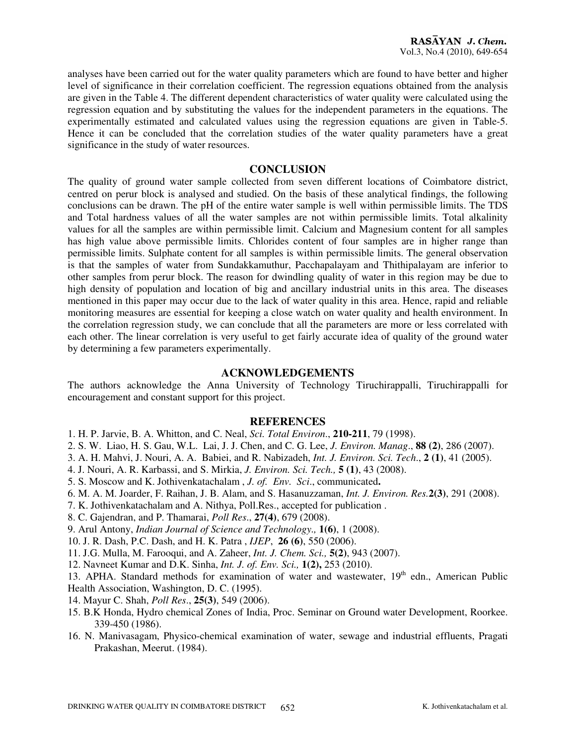analyses have been carried out for the water quality parameters which are found to have better and higher level of significance in their correlation coefficient. The regression equations obtained from the analysis are given in the Table 4. The different dependent characteristics of water quality were calculated using the regression equation and by substituting the values for the independent parameters in the equations. The experimentally estimated and calculated values using the regression equations are given in Table-5. Hence it can be concluded that the correlation studies of the water quality parameters have a great significance in the study of water resources.

## CONCLUSION

The quality of ground water sample collected from seven different locations of Coimbatore district, centred on perur block is analysed and studied. On the basis of these analytical findings, the following conclusions can be drawn. The pH of the entire water sample is well within permissible limits. The TDS and Total hardness values of all the water samples are not within permissible limits. Total alkalinity values for all the samples are within permissible limit. Calcium and Magnesium content for all samples has high value above permissible limits. Chlorides content of four samples are in higher range than permissible limits. Sulphate content for all samples is within permissible limits. The general observation is that the samples of water from Sundakkamuthur, Pacchapalayam and Thithipalayam are inferior to other samples from perur block. The reason for dwindling quality of water in this region may be due to high density of population and location of big and ancillary industrial units in this area. The diseases mentioned in this paper may occur due to the lack of water quality in this area. Hence, rapid and reliable monitoring measures are essential for keeping a close watch on water quality and health environment. In the correlation regression study, we can conclude that all the parameters are more or less correlated with each other. The linear correlation is very useful to get fairly accurate idea of quality of the ground water by determining a few parameters experimentally.

## ACKNOWLEDGEMENTS

The authors acknowledge the Anna University of Technology Tiruchirappalli, Tiruchirappalli for encouragement and constant support for this project.

## REFERENCES

1. H. P. Jarvie, B. A. Whitton, and C. Neal, *Sci. Total Environ*., **210-211**, 79 (1998).
2. S. W. Liao, H. S. Gau, W.L. Lai, J. J. Chen, and C. G. Lee, *J. Environ. Manag*., **88 (2)**, 286 (2007).
3. A. H. Mahvi, J. Nouri, A. A. Babiei, and R. Nabizadeh, *Int. J. Environ. Sci. Tech*., **2 (1)**, 41 (2005).
4. J. Nouri, A. R. Karbassi, and S. Mirkia, *J. Environ. Sci. Tech.,* **5 (1)**, 43 (2008).
5. S. Moscow and K. Jothivenkatachalam , *J. of. Env. Sci*., communicated**.**
6. M. A. M. Joarder, F. Raihan, J. B. Alam, and S. Hasanuzzaman, *Int. J. Environ. Res.***2(3)**, 291 (2008).
7. K. Jothivenkatachalam and A. Nithya, Poll.Res., accepted for publication .
8. C. Gajendran, and P. Thamarai, *Poll Res*., **27(4)**, 679 (2008).
9. Arul Antony, *Indian Journal of Science and Technology.,* **1(6)**, 1 (2008).
10. J. R. Dash, P.C. Dash, and H. K. Patra , *IJEP*, **26 (6)**, 550 (2006).
11. J.G. Mulla, M. Farooqui, and A. Zaheer, *Int. J. Chem. Sci.,* **5(2)**, 943 (2007).
12. Navneet Kumar and D.K. Sinha, *Int. J. of. Env. Sci.,* **1(2),** 253 (2010).
13. APHA. Standard methods for examination of water and wastewater, 19th edn., American Public Health Association, Washington, D. C. (1995).
14. Mayur C. Shah, *Poll Res*., **25(3)**, 549 (2006).
15. B.K Honda, Hydro chemical Zones of India, Proc. Seminar on Ground water Development, Roorkee. 339-450 (1986).
16. N. Manivasagam, Physico-chemical examination of water, sewage and industrial effluents, Pragati Prakashan, Meerut. (1984).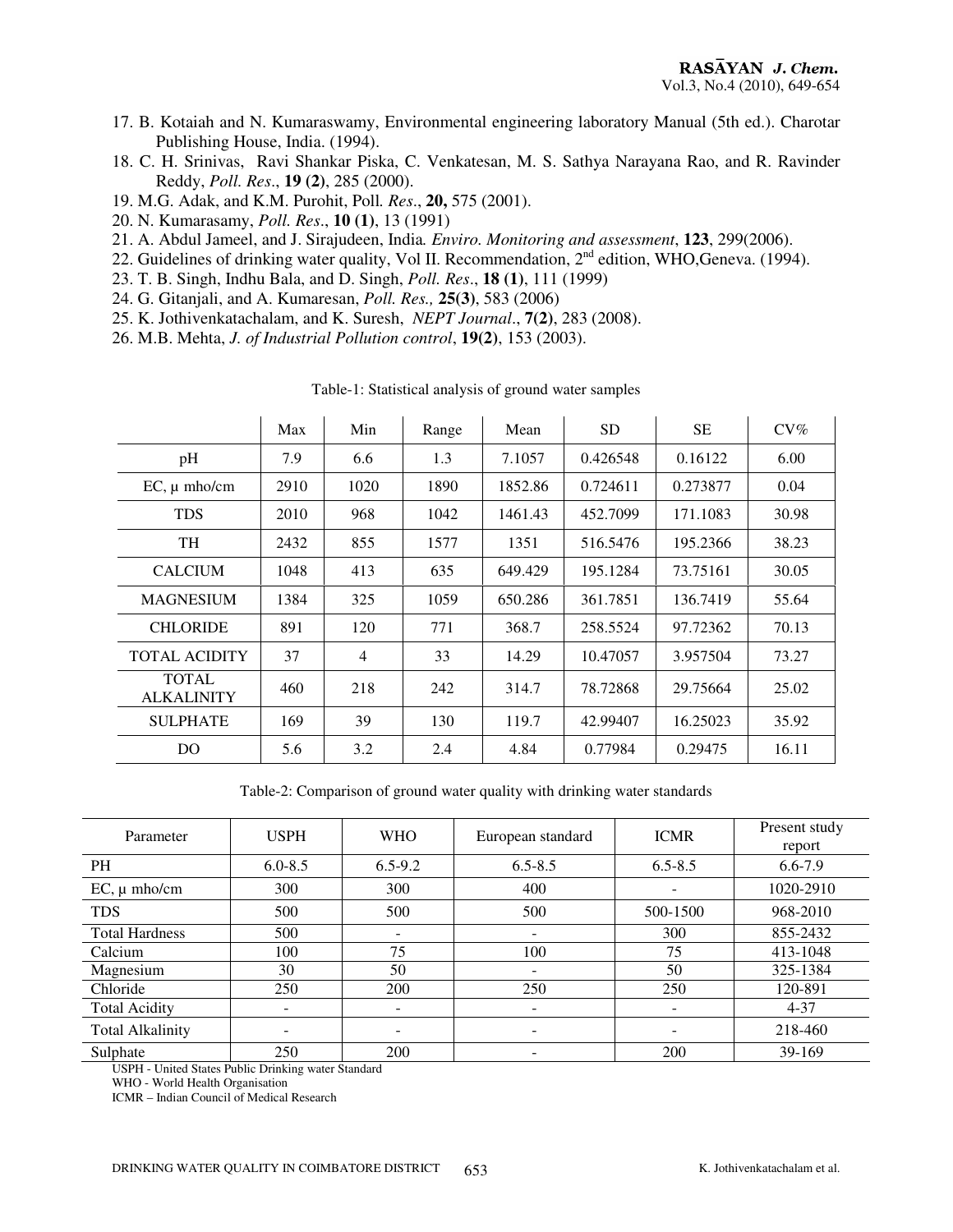17. B. Kotaiah and N. Kumaraswamy, Environmental engineering laboratory Manual (5th ed.). Charotar Publishing House, India. (1994).
18. C. H. Srinivas, Ravi Shankar Piska, C. Venkatesan, M. S. Sathya Narayana Rao, and R. Ravinder Reddy, *Poll. Res*., **19 (2)**, 285 (2000).
19. M.G. Adak, and K.M. Purohit, Poll*. Res*., **20,** 575 (2001).
20. N. Kumarasamy, *Poll. Res*., **10 (1)**, 13 (1991)
21. A. Abdul Jameel, and J. Sirajudeen, India*. Enviro. Monitoring and assessment*, **123**, 299(2006).
22. Guidelines of drinking water quality, Vol II. Recommendation, 2nd edition, WHO,Geneva. (1994).
23. T. B. Singh, Indhu Bala, and D. Singh, *Poll. Res*., **18 (1)**, 111 (1999)
24. G. Gitanjali, and A. Kumaresan, *Poll. Res.,* **25(3)**, 583 (2006)
25. K. Jothivenkatachalam, and K. Suresh, *NEPT Journal*., **7(2)**, 283 (2008).
26. M.B. Mehta, *J. of Industrial Pollution control*, **19(2)**, 153 (2003).

Table-1: Statistical analysis of ground water samples

| | Max | Min | Range | Mean | SD | SE | CV% |
|---|---|---|---|---|---|---|---|
| pH | 7.9 | 6.6 | 1.3 | 7.1057 | 0.426548 | 0.16122 | 6.00 |
| EC, μ mho/cm | 2910 | 1020 | 1890 | 1852.86 | 0.724611 | 0.273877 | 0.04 |
| TDS | 2010 | 968 | 1042 | 1461.43 | 452.7099 | 171.1083 | 30.98 |
| TH | 2432 | 855 | 1577 | 1351 | 516.5476 | 195.2366 | 38.23 |
| CALCIUM | 1048 | 413 | 635 | 649.429 | 195.1284 | 73.75161 | 30.05 |
| MAGNESIUM | 1384 | 325 | 1059 | 650.286 | 361.7851 | 136.7419 | 55.64 |
| CHLORIDE | 891 | 120 | 771 | 368.7 | 258.5524 | 97.72362 | 70.13 |
| TOTAL ACIDITY | 37 | 4 | 33 | 14.29 | 10.47057 | 3.957504 | 73.27 |
| TOTAL ALKALINITY | 460 | 218 | 242 | 314.7 | 78.72868 | 29.75664 | 25.02 |
| SULPHATE | 169 | 39 | 130 | 119.7 | 42.99407 | 16.25023 | 35.92 |
| DO | 5.6 | 3.2 | 2.4 | 4.84 | 0.77984 | 0.29475 | 16.11 |

Table-2: Comparison of ground water quality with drinking water standards

| Parameter | USPH | WHO | European standard | ICMR | Present study report |
|---|---|---|---|---|---|
| PH | 6.0-8.5 | 6.5-9.2 | 6.5-8.5 | 6.5-8.5 | 6.6-7.9 |
| EC, μ mho/cm | 300 | 300 | 400 | - | 1020-2910 |
| TDS | 500 | 500 | 500 | 500-1500 | 968-2010 |
| Total Hardness | 500 | - | - | 300 | 855-2432 |
| Calcium | 100 | 75 | 100 | 75 | 413-1048 |
| Magnesium | 30 | 50 | - | 50 | 325-1384 |
| Chloride | 250 | 200 | 250 | 250 | 120-891 |
| Total Acidity | - | - | - | - | 4-37 |
| Total Alkalinity | - | - | - | - | 218-460 |
| Sulphate | 250 | 200 | - | 200 | 39-169 |

USPH - United States Public Drinking water Standard
WHO - World Health Organisation
ICMR – Indian Council of Medical Research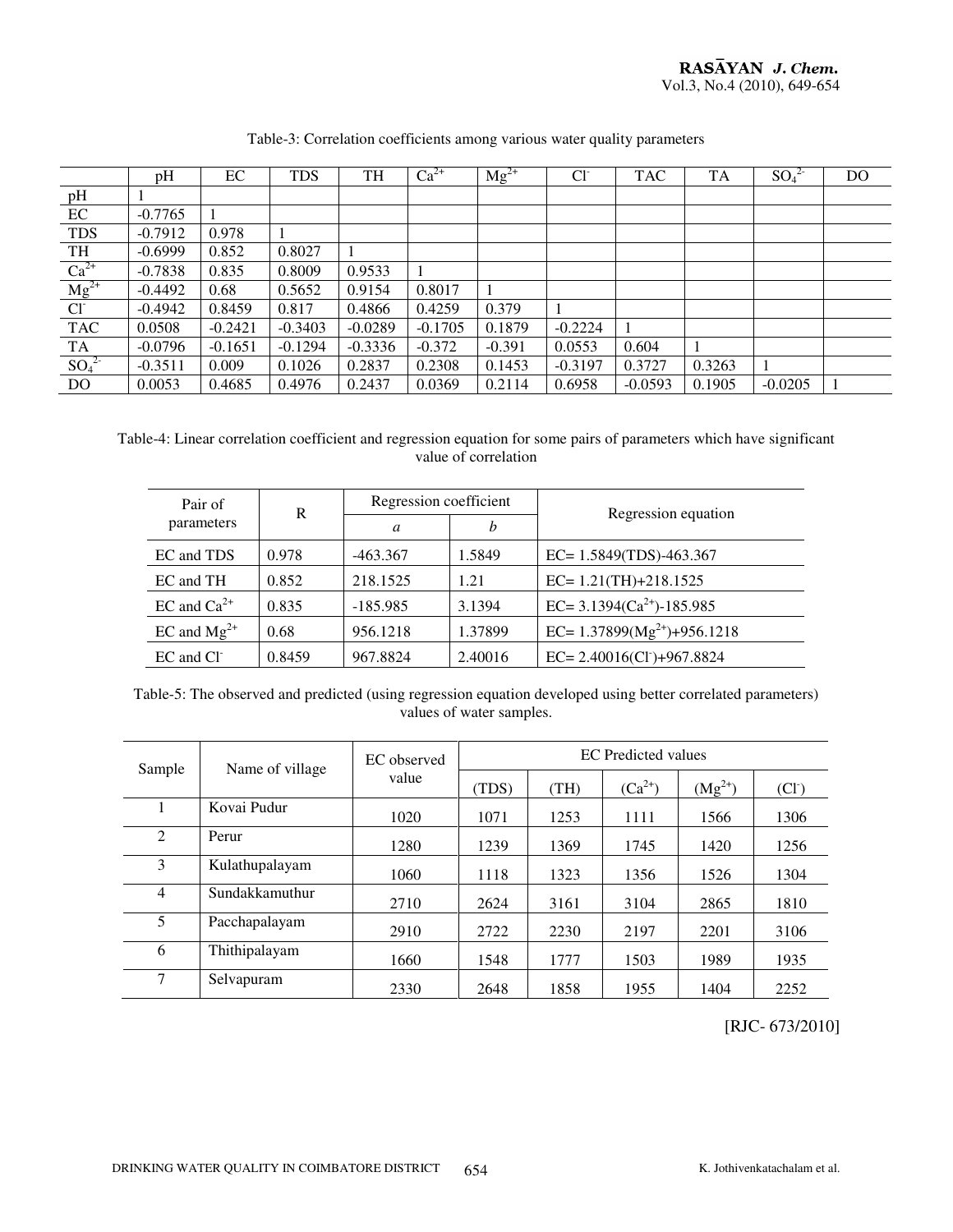Table-3: Correlation coefficients among various water quality parameters

| | pH | EC | TDS | TH | $Ca^{2+}$ | $Mg^{2+}$ | $Cl^-$ | TAC | TA | $SO_4^{2-}$ | DO |
|---|---|---|---|---|---|---|---|---|---|---|---|
| pH | 1 | | | | | | | | | | |
| EC | -0.7765 | 1 | | | | | | | | | |
| TDS | -0.7912 | 0.978 | 1 | | | | | | | | |
| TH | -0.6999 | 0.852 | 0.8027 | 1 | | | | | | | |
| $Ca^{2+}$ | -0.7838 | 0.835 | 0.8009 | 0.9533 | 1 | | | | | | |
| $Mg^{2+}$ | -0.4492 | 0.68 | 0.5652 | 0.9154 | 0.8017 | 1 | | | | | |
| $Cl^-$ | -0.4942 | 0.8459 | 0.817 | 0.4866 | 0.4259 | 0.379 | 1 | | | | |
| TAC | 0.0508 | -0.2421 | -0.3403 | -0.0289 | -0.1705 | 0.1879 | -0.2224 | 1 | | | |
| TA | -0.0796 | -0.1651 | -0.1294 | -0.3336 | -0.372 | -0.391 | 0.0553 | 0.604 | 1 | | |
| $SO_4^{2-}$ | -0.3511 | 0.009 | 0.1026 | 0.2837 | 0.2308 | 0.1453 | -0.3197 | 0.3727 | 0.3263 | 1 | |
| DO | 0.0053 | 0.4685 | 0.4976 | 0.2437 | 0.0369 | 0.2114 | 0.6958 | -0.0593 | 0.1905 | -0.0205 | 1 |

Table-4: Linear correlation coefficient and regression equation for some pairs of parameters which have significant value of correlation

| Pair of parameters | R | Regression coefficient | | Regression equation |
|---|---|---|---|---|
| | | *a* | *b* | |
| EC and TDS | 0.978 | -463.367 | 1.5849 | EC= 1.5849(TDS)-463.367 |
| EC and TH | 0.852 | 218.1525 | 1.21 | EC= 1.21(TH)+218.1525 |
| EC and $Ca^{2+}$ | 0.835 | -185.985 | 3.1394 | EC= 3.1394($Ca^{2+}$)-185.985 |
| EC and $Mg^{2+}$ | 0.68 | 956.1218 | 1.37899 | EC= 1.37899($Mg^{2+}$)+956.1218 |
| EC and $Cl^-$ | 0.8459 | 967.8824 | 2.40016 | EC= 2.40016($Cl^-$)+967.8824 |

Table-5: The observed and predicted (using regression equation developed using better correlated parameters) values of water samples.

| Sample | Name of village | EC observed value | EC Predicted values | | | | |
|---|---|---|---|---|---|---|---|
| | | | (TDS) | (TH) | ($Ca^{2+}$) | ($Mg^{2+}$) | ($Cl^-$) |
| 1 | Kovai Pudur | 1020 | 1071 | 1253 | 1111 | 1566 | 1306 |
| 2 | Perur | 1280 | 1239 | 1369 | 1745 | 1420 | 1256 |
| 3 | Kulathupalayam | 1060 | 1118 | 1323 | 1356 | 1526 | 1304 |
| 4 | Sundakkamuthur | 2710 | 2624 | 3161 | 3104 | 2865 | 1810 |
| 5 | Pacchapalayam | 2910 | 2722 | 2230 | 2197 | 2201 | 3106 |
| 6 | Thithipalayam | 1660 | 1548 | 1777 | 1503 | 1989 | 1935 |
| 7 | Selvapuram | 2330 | 2648 | 1858 | 1955 | 1404 | 2252 |

[RJC- 673/2010]